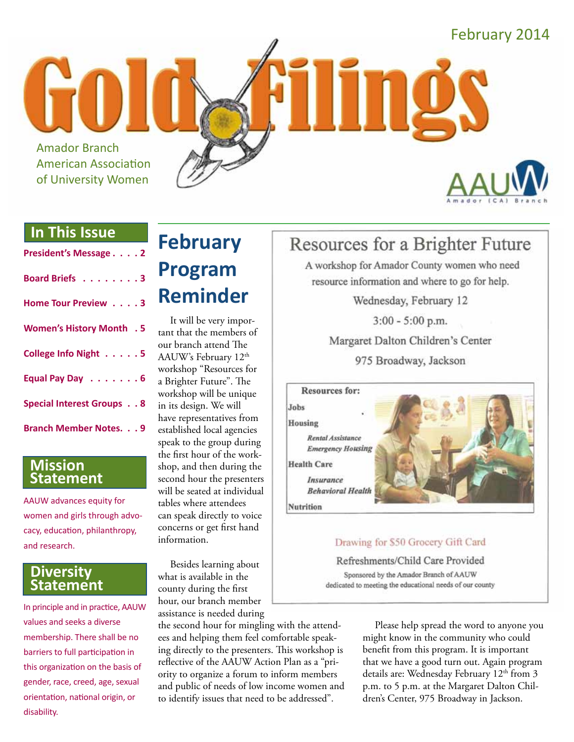February 2014

# Gold Filings

Amador Branch
American Association of University Women

AAUW Amador (CA) Branch

## In This Issue

**President's Message . . . . 2**

**Board Briefs . . . . . . . . 3**

**Home Tour Preview . . . . 3**

**Women's History Month . 5**

**College Info Night . . . . . 5**

**Equal Pay Day . . . . . . . 6**

**Special Interest Groups . . 8**

**Branch Member Notes. . . 9**

## Mission Statement

AAUW advances equity for women and girls through advocacy, education, philanthropy, and research.

## Diversity Statement

In principle and in practice, AAUW values and seeks a diverse membership. There shall be no barriers to full participation in this organization on the basis of gender, race, creed, age, sexual orientation, national origin, or disability.

# February Program Reminder

It will be very important that the members of our branch attend The AAUW's February 12th workshop "Resources for a Brighter Future". The workshop will be unique in its design. We will have representatives from established local agencies speak to the group during the first hour of the workshop, and then during the second hour the presenters will be seated at individual tables where attendees can speak directly to voice concerns or get first hand information.

Besides learning about what is available in the county during the first hour, our branch member assistance is needed during the second hour for mingling with the attendees and helping them feel comfortable speaking directly to the presenters. This workshop is reflective of the AAUW Action Plan as a "priority to organize a forum to inform members and public of needs of low income women and to identify issues that need to be addressed".

## Resources for a Brighter Future

A workshop for Amador County women who need resource information and where to go for help.

Wednesday, February 12

3:00 - 5:00 p.m.

Margaret Dalton Children's Center

975 Broadway, Jackson

**Resources for:**

**Jobs**

**Housing**

- *Rental Assistance*
- *Emergency Housing*

**Health Care**

- *Insurance*
- *Behavioral Health*

**Nutrition**

Drawing for $50 Grocery Gift Card

Refreshments/Child Care Provided

Sponsored by the Amador Branch of AAUW
dedicated to meeting the educational needs of our county

Please help spread the word to anyone you might know in the community who could benefit from this program. It is important that we have a good turn out. Again program details are: Wednesday February 12th from 3 p.m. to 5 p.m. at the Margaret Dalton Children's Center, 975 Broadway in Jackson.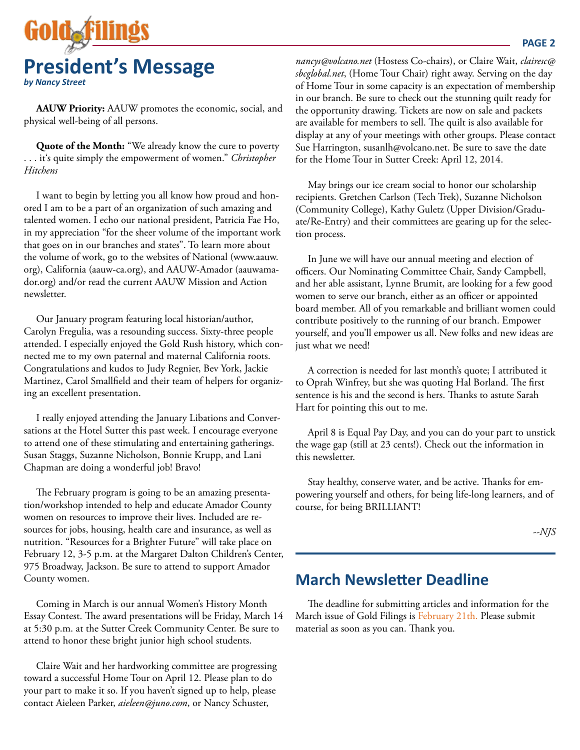# President's Message

***by Nancy Street***

**AAUW Priority:** AAUW promotes the economic, social, and physical well-being of all persons.

**Quote of the Month:** "We already know the cure to poverty . . . it's quite simply the empowerment of women." *Christopher Hitchens*

I want to begin by letting you all know how proud and honored I am to be a part of an organization of such amazing and talented women. I echo our national president, Patricia Fae Ho, in my appreciation "for the sheer volume of the important work that goes on in our branches and states". To learn more about the volume of work, go to the websites of National (www.aauw.org), California (aauw-ca.org), and AAUW-Amador (aauwamador.org) and/or read the current AAUW Mission and Action newsletter.

Our January program featuring local historian/author, Carolyn Fregulia, was a resounding success. Sixty-three people attended. I especially enjoyed the Gold Rush history, which connected me to my own paternal and maternal California roots. Congratulations and kudos to Judy Regnier, Bev York, Jackie Martinez, Carol Smallfield and their team of helpers for organizing an excellent presentation.

I really enjoyed attending the January Libations and Conversations at the Hotel Sutter this past week. I encourage everyone to attend one of these stimulating and entertaining gatherings. Susan Staggs, Suzanne Nicholson, Bonnie Krupp, and Lani Chapman are doing a wonderful job! Bravo!

The February program is going to be an amazing presentation/workshop intended to help and educate Amador County women on resources to improve their lives. Included are resources for jobs, housing, health care and insurance, as well as nutrition. "Resources for a Brighter Future" will take place on February 12, 3-5 p.m. at the Margaret Dalton Children's Center, 975 Broadway, Jackson. Be sure to attend to support Amador County women.

Coming in March is our annual Women's History Month Essay Contest. The award presentations will be Friday, March 14 at 5:30 p.m. at the Sutter Creek Community Center. Be sure to attend to honor these bright junior high school students.

Claire Wait and her hardworking committee are progressing toward a successful Home Tour on April 12. Please plan to do your part to make it so. If you haven't signed up to help, please contact Aieleen Parker, *aieleen@juno.com*, or Nancy Schuster, *nancys@volcano.net* (Hostess Co-chairs), or Claire Wait, *clairesc@sbcglobal.net*, (Home Tour Chair) right away. Serving on the day of Home Tour in some capacity is an expectation of membership in our branch. Be sure to check out the stunning quilt ready for the opportunity drawing. Tickets are now on sale and packets are available for members to sell. The quilt is also available for display at any of your meetings with other groups. Please contact Sue Harrington, susanlh@volcano.net. Be sure to save the date for the Home Tour in Sutter Creek: April 12, 2014.

May brings our ice cream social to honor our scholarship recipients. Gretchen Carlson (Tech Trek), Suzanne Nicholson (Community College), Kathy Guletz (Upper Division/Graduate/Re-Entry) and their committees are gearing up for the selection process.

In June we will have our annual meeting and election of officers. Our Nominating Committee Chair, Sandy Campbell, and her able assistant, Lynne Brumit, are looking for a few good women to serve our branch, either as an officer or appointed board member. All of you remarkable and brilliant women could contribute positively to the running of our branch. Empower yourself, and you'll empower us all. New folks and new ideas are just what we need!

A correction is needed for last month's quote; I attributed it to Oprah Winfrey, but she was quoting Hal Borland. The first sentence is his and the second is hers. Thanks to astute Sarah Hart for pointing this out to me.

April 8 is Equal Pay Day, and you can do your part to unstick the wage gap (still at 23 cents!). Check out the information in this newsletter.

Stay healthy, conserve water, and be active. Thanks for empowering yourself and others, for being life-long learners, and of course, for being BRILLIANT!

*--NJS*

## March Newsletter Deadline

The deadline for submitting articles and information for the March issue of Gold Filings is February 21th. Please submit material as soon as you can. Thank you.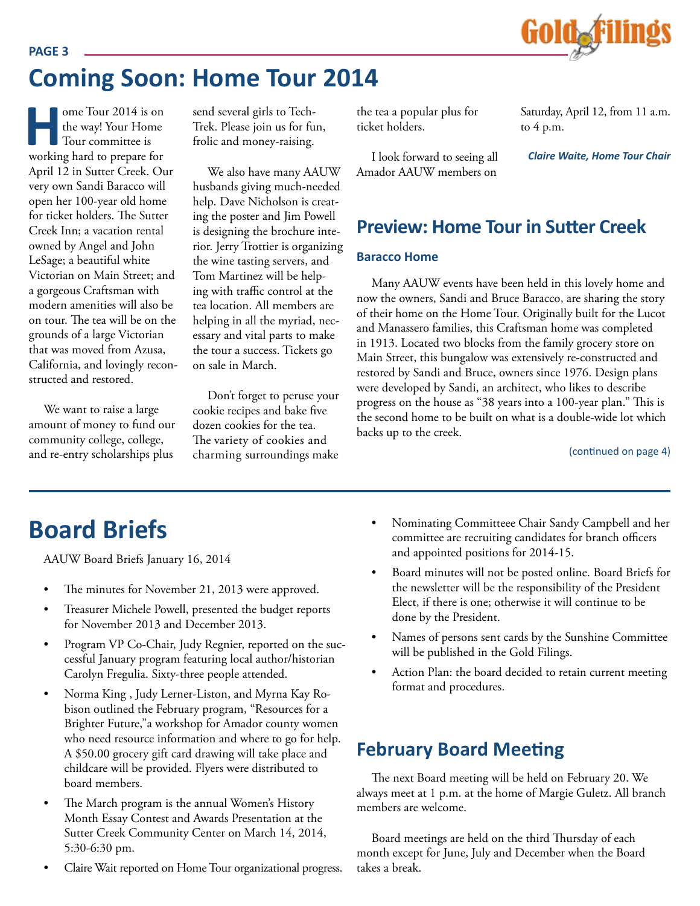# Coming Soon: Home Tour 2014

Home Tour 2014 is on the way! Your Home Tour committee is working hard to prepare for April 12 in Sutter Creek. Our very own Sandi Baracco will open her 100-year old home for ticket holders. The Sutter Creek Inn; a vacation rental owned by Angel and John LeSage; a beautiful white Victorian on Main Street; and a gorgeous Craftsman with modern amenities will also be on tour. The tea will be on the grounds of a large Victorian that was moved from Azusa, California, and lovingly reconstructed and restored.

We want to raise a large amount of money to fund our community college, college, and re-entry scholarships plus send several girls to Tech-Trek. Please join us for fun, frolic and money-raising.

We also have many AAUW husbands giving much-needed help. Dave Nicholson is creating the poster and Jim Powell is designing the brochure interior. Jerry Trottier is organizing the wine tasting servers, and Tom Martinez will be helping with traffic control at the tea location. All members are helping in all the myriad, necessary and vital parts to make the tour a success. Tickets go on sale in March.

Don't forget to peruse your cookie recipes and bake five dozen cookies for the tea. The variety of cookies and charming surroundings make the tea a popular plus for ticket holders.

I look forward to seeing all Amador AAUW members on Saturday, April 12, from 11 a.m. to 4 p.m.

*Claire Waite, Home Tour Chair*

## Preview: Home Tour in Sutter Creek

### Baracco Home

Many AAUW events have been held in this lovely home and now the owners, Sandi and Bruce Baracco, are sharing the story of their home on the Home Tour. Originally built for the Lucot and Manassero families, this Craftsman home was completed in 1913. Located two blocks from the family grocery store on Main Street, this bungalow was extensively re-constructed and restored by Sandi and Bruce, owners since 1976. Design plans were developed by Sandi, an architect, who likes to describe progress on the house as "38 years into a 100-year plan." This is the second home to be built on what is a double-wide lot which backs up to the creek.

(continued on page 4)

# Board Briefs

AAUW Board Briefs January 16, 2014

- The minutes for November 21, 2013 were approved.
- Treasurer Michele Powell, presented the budget reports for November 2013 and December 2013.
- Program VP Co-Chair, Judy Regnier, reported on the successful January program featuring local author/historian Carolyn Fregulia. Sixty-three people attended.
- Norma King , Judy Lerner-Liston, and Myrna Kay Robison outlined the February program, "Resources for a Brighter Future,"a workshop for Amador county women who need resource information and where to go for help. A $50.00 grocery gift card drawing will take place and childcare will be provided. Flyers were distributed to board members.
- The March program is the annual Women's History Month Essay Contest and Awards Presentation at the Sutter Creek Community Center on March 14, 2014, 5:30-6:30 pm.
- Claire Wait reported on Home Tour organizational progress.
- Nominating Committeee Chair Sandy Campbell and her committee are recruiting candidates for branch officers and appointed positions for 2014-15.
- Board minutes will not be posted online. Board Briefs for the newsletter will be the responsibility of the President Elect, if there is one; otherwise it will continue to be done by the President.
- Names of persons sent cards by the Sunshine Committee will be published in the Gold Filings.
- Action Plan: the board decided to retain current meeting format and procedures.

## February Board Meeting

The next Board meeting will be held on February 20. We always meet at 1 p.m. at the home of Margie Guletz. All branch members are welcome.

Board meetings are held on the third Thursday of each month except for June, July and December when the Board takes a break.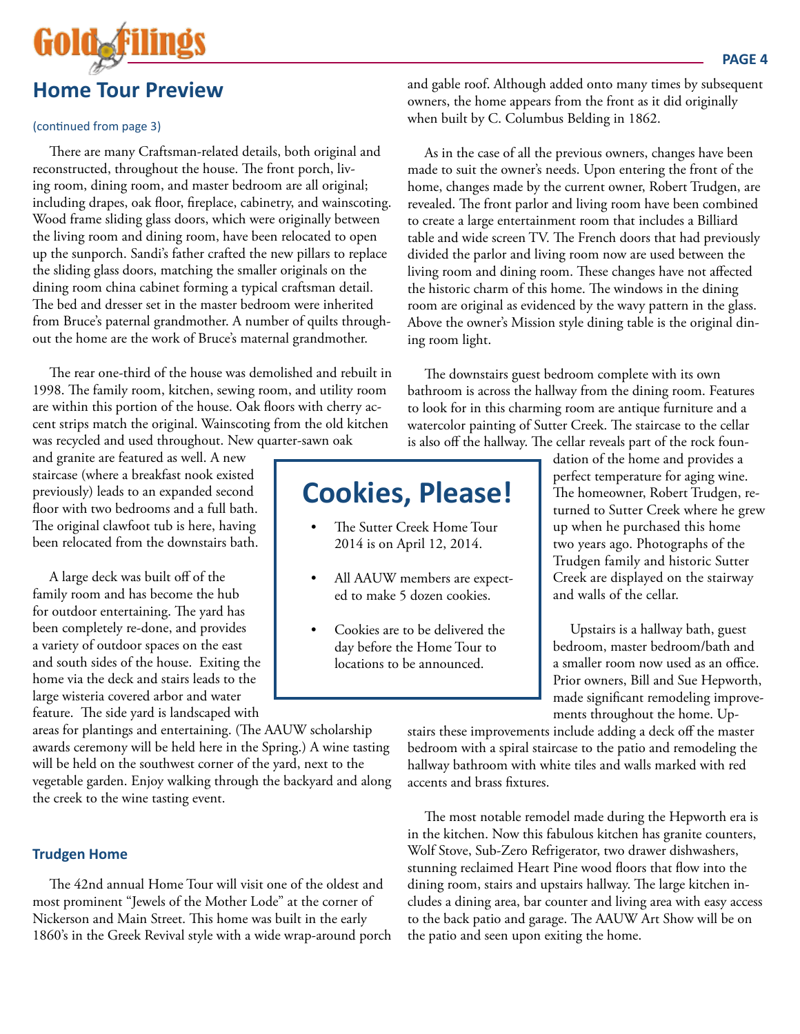## Home Tour Preview

(continued from page 3)

There are many Craftsman-related details, both original and reconstructed, throughout the house. The front porch, living room, dining room, and master bedroom are all original; including drapes, oak floor, fireplace, cabinetry, and wainscoting. Wood frame sliding glass doors, which were originally between the living room and dining room, have been relocated to open up the sunporch. Sandi's father crafted the new pillars to replace the sliding glass doors, matching the smaller originals on the dining room china cabinet forming a typical craftsman detail. The bed and dresser set in the master bedroom were inherited from Bruce's paternal grandmother. A number of quilts throughout the home are the work of Bruce's maternal grandmother.

The rear one-third of the house was demolished and rebuilt in 1998. The family room, kitchen, sewing room, and utility room are within this portion of the house. Oak floors with cherry accent strips match the original. Wainscoting from the old kitchen was recycled and used throughout. New quarter-sawn oak and granite are featured as well. A new staircase (where a breakfast nook existed previously) leads to an expanded second floor with two bedrooms and a full bath. The original clawfoot tub is here, having been relocated from the downstairs bath.

A large deck was built off of the family room and has become the hub for outdoor entertaining. The yard has been completely re-done, and provides a variety of outdoor spaces on the east and south sides of the house. Exiting the home via the deck and stairs leads to the large wisteria covered arbor and water feature. The side yard is landscaped with areas for plantings and entertaining. (The AAUW scholarship awards ceremony will be held here in the Spring.) A wine tasting will be held on the southwest corner of the yard, next to the vegetable garden. Enjoy walking through the backyard and along the creek to the wine tasting event.

### Trudgen Home

The 42nd annual Home Tour will visit one of the oldest and most prominent "Jewels of the Mother Lode" at the corner of Nickerson and Main Street. This home was built in the early 1860's in the Greek Revival style with a wide wrap-around porch and gable roof. Although added onto many times by subsequent owners, the home appears from the front as it did originally when built by C. Columbus Belding in 1862.

As in the case of all the previous owners, changes have been made to suit the owner's needs. Upon entering the front of the home, changes made by the current owner, Robert Trudgen, are revealed. The front parlor and living room have been combined to create a large entertainment room that includes a Billiard table and wide screen TV. The French doors that had previously divided the parlor and living room now are used between the living room and dining room. These changes have not affected the historic charm of this home. The windows in the dining room are original as evidenced by the wavy pattern in the glass. Above the owner's Mission style dining table is the original dining room light.

The downstairs guest bedroom complete with its own bathroom is across the hallway from the dining room. Features to look for in this charming room are antique furniture and a watercolor painting of Sutter Creek. The staircase to the cellar is also off the hallway. The cellar reveals part of the rock foundation of the home and provides a perfect temperature for aging wine. The homeowner, Robert Trudgen, returned to Sutter Creek where he grew up when he purchased this home two years ago. Photographs of the Trudgen family and historic Sutter Creek are displayed on the stairway and walls of the cellar.

Upstairs is a hallway bath, guest bedroom, master bedroom/bath and a smaller room now used as an office. Prior owners, Bill and Sue Hepworth, made significant remodeling improvements throughout the home. Upstairs these improvements include adding a deck off the master bedroom with a spiral staircase to the patio and remodeling the hallway bathroom with white tiles and walls marked with red accents and brass fixtures.

The most notable remodel made during the Hepworth era is in the kitchen. Now this fabulous kitchen has granite counters, Wolf Stove, Sub-Zero Refrigerator, two drawer dishwashers, stunning reclaimed Heart Pine wood floors that flow into the dining room, stairs and upstairs hallway. The large kitchen includes a dining area, bar counter and living area with easy access to the back patio and garage. The AAUW Art Show will be on the patio and seen upon exiting the home.

## Cookies, Please!

- The Sutter Creek Home Tour 2014 is on April 12, 2014.
- All AAUW members are expected to make 5 dozen cookies.
- Cookies are to be delivered the day before the Home Tour to locations to be announced.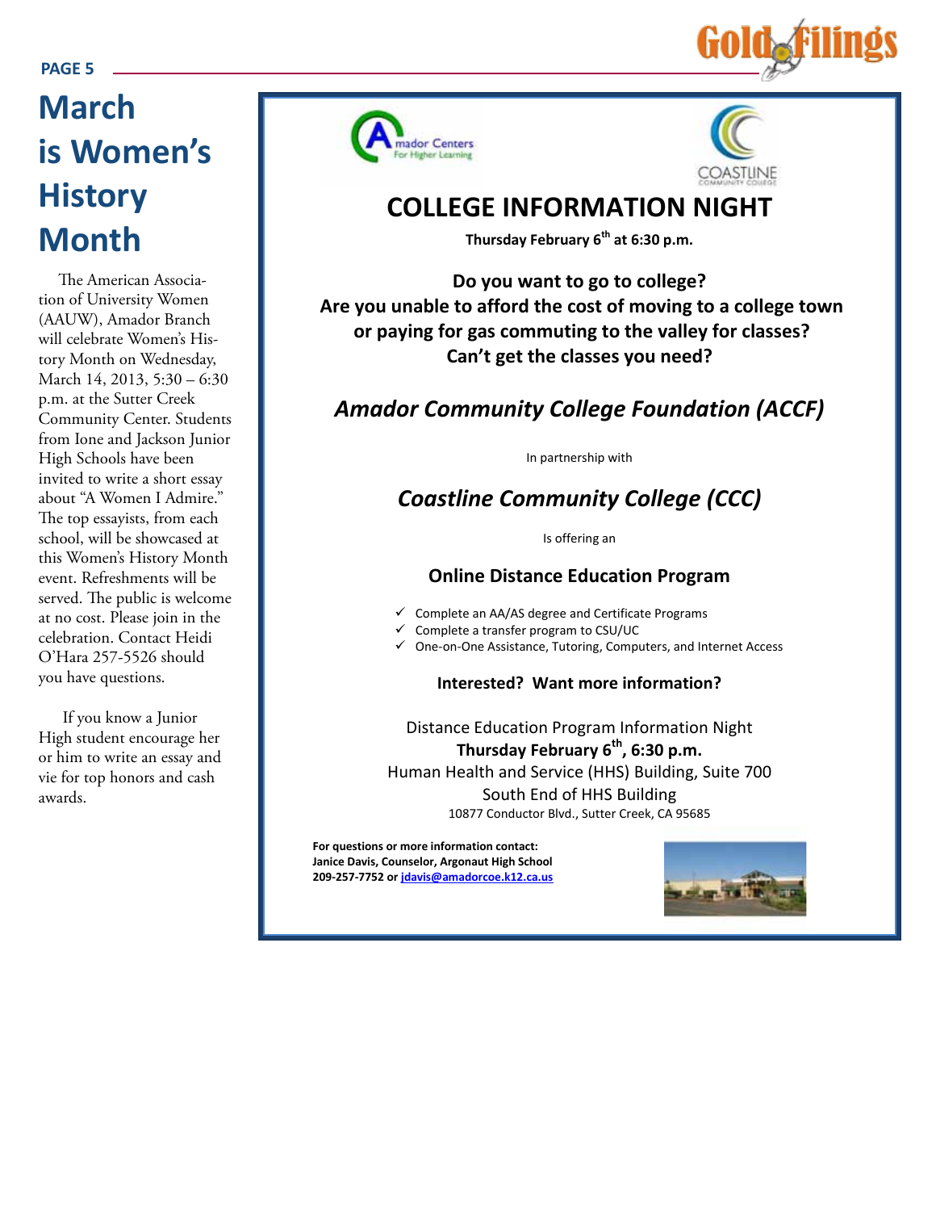# March is Women's History Month

The American Association of University Women (AAUW), Amador Branch will celebrate Women's History Month on Wednesday, March 14, 2013, 5:30 – 6:30 p.m. at the Sutter Creek Community Center. Students from Ione and Jackson Junior High Schools have been invited to write a short essay about "A Women I Admire." The top essayists, from each school, will be showcased at this Women's History Month event. Refreshments will be served. The public is welcome at no cost. Please join in the celebration. Contact Heidi O'Hara 257-5526 should you have questions.

If you know a Junior High student encourage her or him to write an essay and vie for top honors and cash awards.

---

Amador Centers For Higher Learning

COASTLINE COMMUNITY COLLEGE

## COLLEGE INFORMATION NIGHT

**Thursday February 6th at 6:30 p.m.**

**Do you want to go to college?**
**Are you unable to afford the cost of moving to a college town or paying for gas commuting to the valley for classes?**
**Can't get the classes you need?**

***Amador Community College Foundation (ACCF)***

In partnership with

***Coastline Community College (CCC)***

Is offering an

**Online Distance Education Program**

- ✓ Complete an AA/AS degree and Certificate Programs
- ✓ Complete a transfer program to CSU/UC
- ✓ One-on-One Assistance, Tutoring, Computers, and Internet Access

**Interested? Want more information?**

Distance Education Program Information Night
**Thursday February 6th, 6:30 p.m.**
Human Health and Service (HHS) Building, Suite 700
South End of HHS Building
10877 Conductor Blvd., Sutter Creek, CA 95685

**For questions or more information contact:**
**Janice Davis, Counselor, Argonaut High School**
**209-257-7752 or jdavis@amadorcoe.k12.ca.us**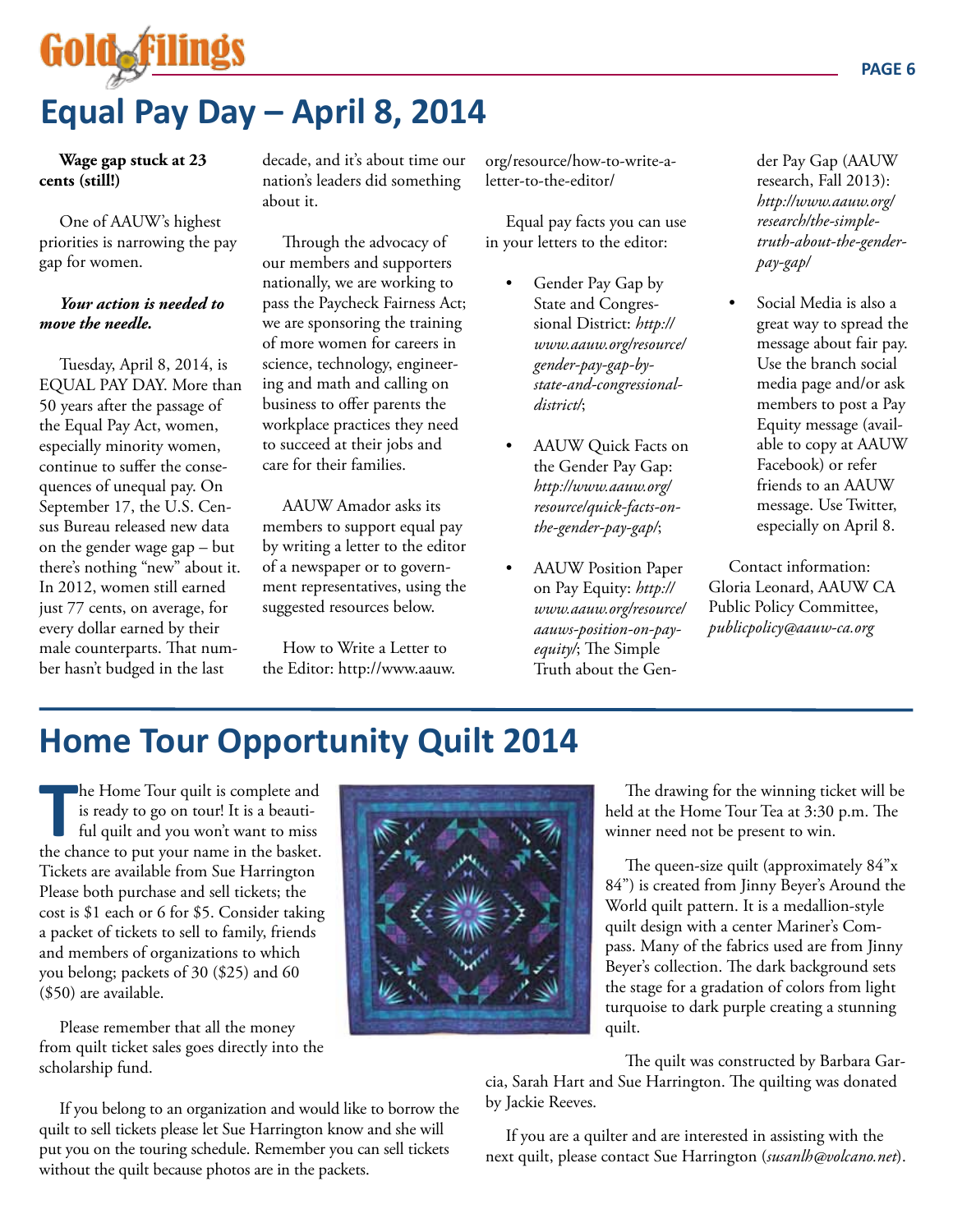# Equal Pay Day – April 8, 2014

**Wage gap stuck at 23 cents (still!)**

One of AAUW's highest priorities is narrowing the pay gap for women.

***Your action is needed to move the needle.***

Tuesday, April 8, 2014, is EQUAL PAY DAY. More than 50 years after the passage of the Equal Pay Act, women, especially minority women, continue to suffer the consequences of unequal pay. On September 17, the U.S. Census Bureau released new data on the gender wage gap – but there's nothing "new" about it. In 2012, women still earned just 77 cents, on average, for every dollar earned by their male counterparts. That number hasn't budged in the last decade, and it's about time our nation's leaders did something about it.

Through the advocacy of our members and supporters nationally, we are working to pass the Paycheck Fairness Act; we are sponsoring the training of more women for careers in science, technology, engineering and math and calling on business to offer parents the workplace practices they need to succeed at their jobs and care for their families.

AAUW Amador asks its members to support equal pay by writing a letter to the editor of a newspaper or to government representatives, using the suggested resources below.

How to Write a Letter to the Editor: http://www.aauw.org/resource/how-to-write-a-letter-to-the-editor/

Equal pay facts you can use in your letters to the editor:

- Gender Pay Gap by State and Congressional District: *http://www.aauw.org/resource/gender-pay-gap-by-state-and-congressional-district/*;
- AAUW Quick Facts on the Gender Pay Gap: *http://www.aauw.org/resource/quick-facts-on-the-gender-pay-gap/*;
- AAUW Position Paper on Pay Equity: *http://www.aauw.org/resource/aauws-position-on-pay-equity/*; The Simple Truth about the Gender Pay Gap (AAUW research, Fall 2013): *http://www.aauw.org/research/the-simple-truth-about-the-gender-pay-gap/*
- Social Media is also a great way to spread the message about fair pay. Use the branch social media page and/or ask members to post a Pay Equity message (available to copy at AAUW Facebook) or refer friends to an AAUW message. Use Twitter, especially on April 8.

Contact information: Gloria Leonard, AAUW CA Public Policy Committee, *publicpolicy@aauw-ca.org*

# Home Tour Opportunity Quilt 2014

The Home Tour quilt is complete and is ready to go on tour! It is a beautiful quilt and you won't want to miss the chance to put your name in the basket. Tickets are available from Sue Harrington Please both purchase and sell tickets; the cost is $1 each or 6 for $5. Consider taking a packet of tickets to sell to family, friends and members of organizations to which you belong; packets of 30 ($25) and 60 ($50) are available.

Please remember that all the money from quilt ticket sales goes directly into the scholarship fund.

If you belong to an organization and would like to borrow the quilt to sell tickets please let Sue Harrington know and she will put you on the touring schedule. Remember you can sell tickets without the quilt because photos are in the packets.

The drawing for the winning ticket will be held at the Home Tour Tea at 3:30 p.m. The winner need not be present to win.

The queen-size quilt (approximately 84"x 84") is created from Jinny Beyer's Around the World quilt pattern. It is a medallion-style quilt design with a center Mariner's Compass. Many of the fabrics used are from Jinny Beyer's collection. The dark background sets the stage for a gradation of colors from light turquoise to dark purple creating a stunning quilt.

The quilt was constructed by Barbara Garcia, Sarah Hart and Sue Harrington. The quilting was donated by Jackie Reeves.

If you are a quilter and are interested in assisting with the next quilt, please contact Sue Harrington (*susanlh@volcano.net*).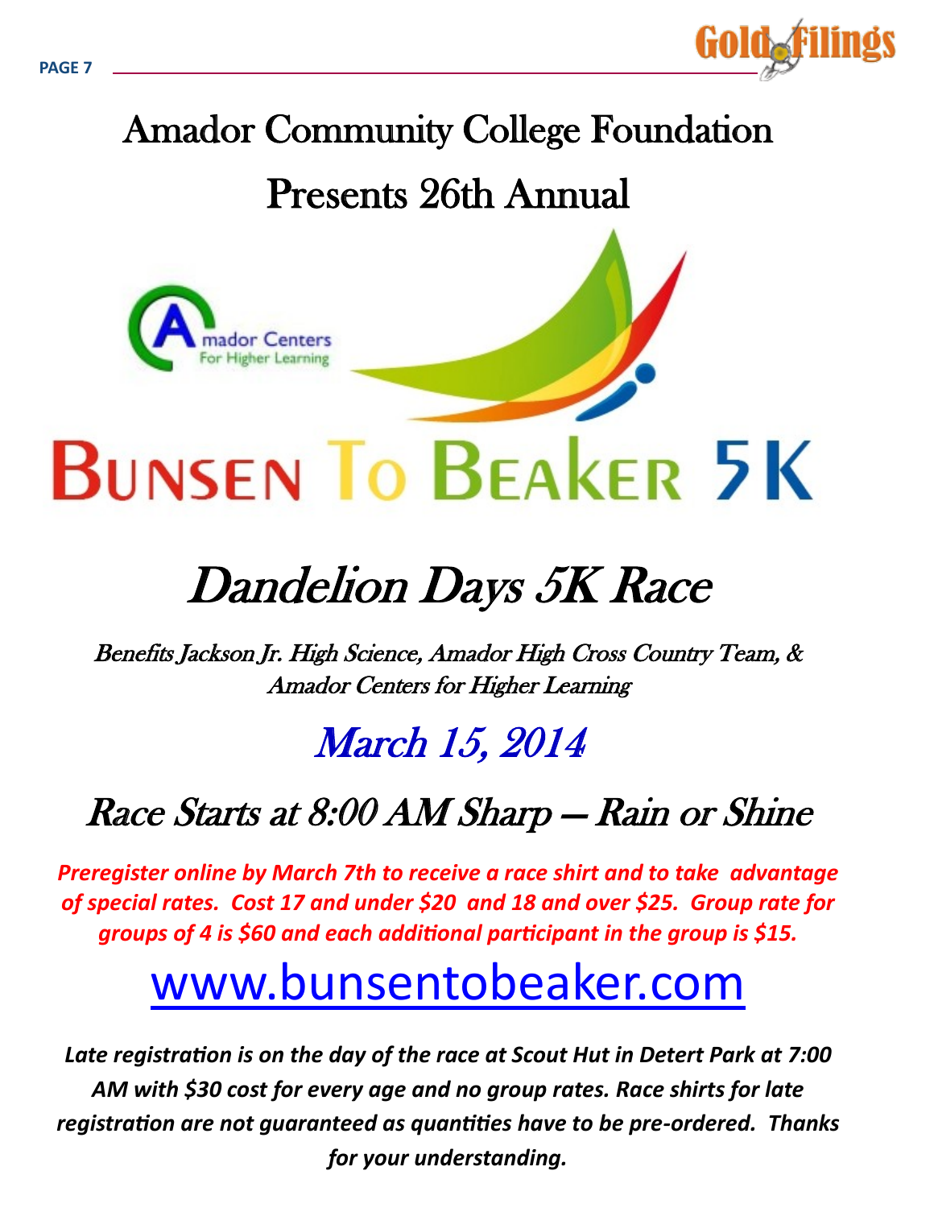# Amador Community College Foundation

# Presents 26th Annual

Amador Centers For Higher Learning

# Bunsen To Beaker 5K

# *Dandelion Days 5K Race*

*Benefits Jackson Jr. High Science, Amador High Cross Country Team, & Amador Centers for Higher Learning*

## *March 15, 2014*

## *Race Starts at 8:00 AM Sharp — Rain or Shine*

***Preregister online by March 7th to receive a race shirt and to take advantage of special rates. Cost 17 and under $20 and 18 and over $25. Group rate for groups of 4 is $60 and each additional participant in the group is $15.***

## www.bunsentobeaker.com

***Late registration is on the day of the race at Scout Hut in Detert Park at 7:00 AM with $30 cost for every age and no group rates. Race shirts for late registration are not guaranteed as quantities have to be pre-ordered. Thanks for your understanding.***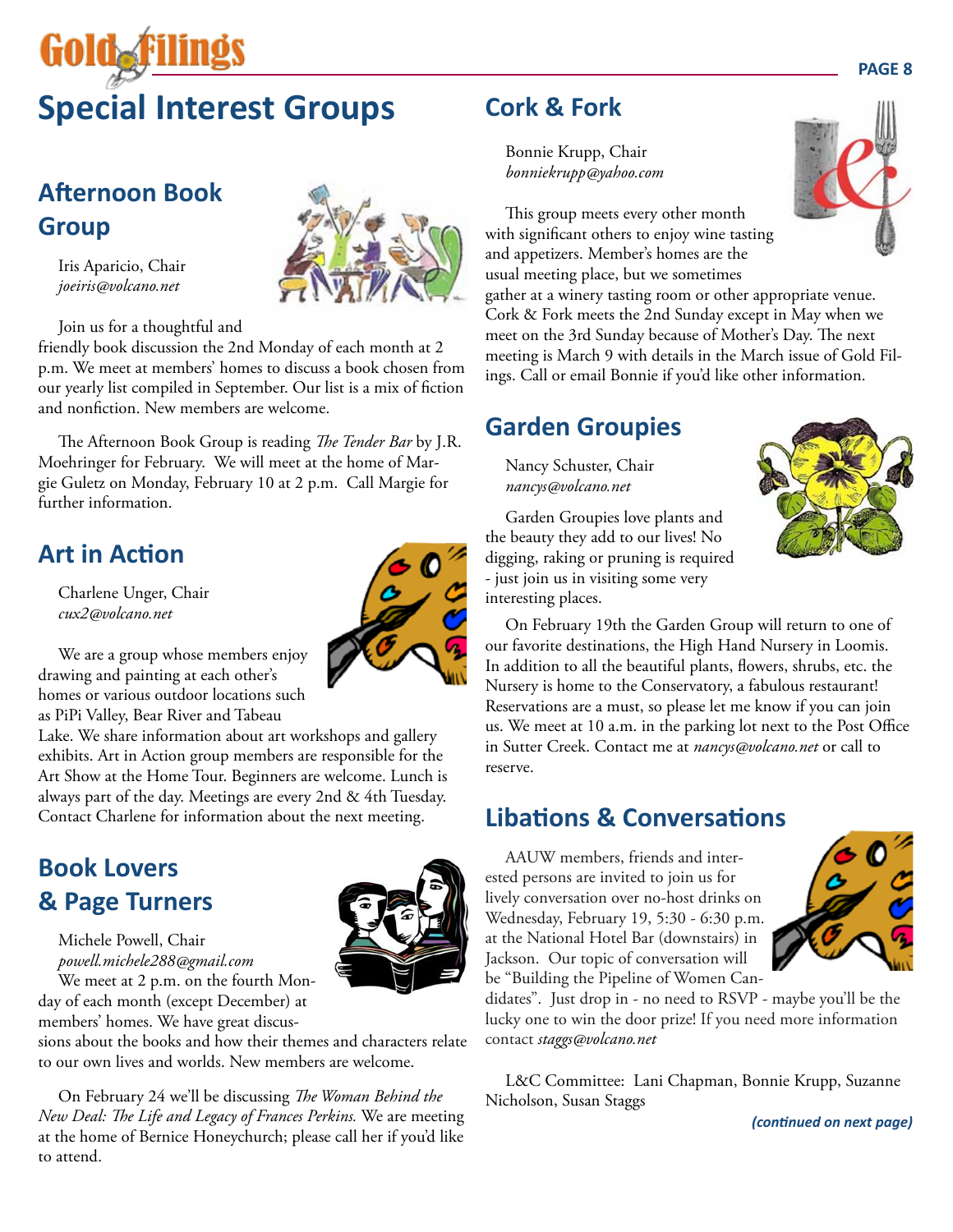# Special Interest Groups

## Afternoon Book Group

Iris Aparicio, Chair
*joeiris@volcano.net*

Join us for a thoughtful and friendly book discussion the 2nd Monday of each month at 2 p.m. We meet at members' homes to discuss a book chosen from our yearly list compiled in September. Our list is a mix of fiction and nonfiction. New members are welcome.

The Afternoon Book Group is reading *The Tender Bar* by J.R. Moehringer for February. We will meet at the home of Margie Guletz on Monday, February 10 at 2 p.m. Call Margie for further information.

## Art in Action

Charlene Unger, Chair
*cux2@volcano.net*

We are a group whose members enjoy drawing and painting at each other's homes or various outdoor locations such as PiPi Valley, Bear River and Tabeau Lake. We share information about art workshops and gallery exhibits. Art in Action group members are responsible for the Art Show at the Home Tour. Beginners are welcome. Lunch is always part of the day. Meetings are every 2nd & 4th Tuesday. Contact Charlene for information about the next meeting.

## Book Lovers & Page Turners

Michele Powell, Chair
*powell.michele288@gmail.com*

We meet at 2 p.m. on the fourth Monday of each month (except December) at members' homes. We have great discussions about the books and how their themes and characters relate to our own lives and worlds. New members are welcome.

On February 24 we'll be discussing *The Woman Behind the New Deal: The Life and Legacy of Frances Perkins.* We are meeting at the home of Bernice Honeychurch; please call her if you'd like to attend.

## Cork & Fork

Bonnie Krupp, Chair
*bonniekrupp@yahoo.com*

This group meets every other month with significant others to enjoy wine tasting and appetizers. Member's homes are the usual meeting place, but we sometimes gather at a winery tasting room or other appropriate venue. Cork & Fork meets the 2nd Sunday except in May when we meet on the 3rd Sunday because of Mother's Day. The next meeting is March 9 with details in the March issue of Gold Filings. Call or email Bonnie if you'd like other information.

## Garden Groupies

Nancy Schuster, Chair
*nancys@volcano.net*

Garden Groupies love plants and the beauty they add to our lives! No digging, raking or pruning is required - just join us in visiting some very interesting places.

On February 19th the Garden Group will return to one of our favorite destinations, the High Hand Nursery in Loomis. In addition to all the beautiful plants, flowers, shrubs, etc. the Nursery is home to the Conservatory, a fabulous restaurant! Reservations are a must, so please let me know if you can join us. We meet at 10 a.m. in the parking lot next to the Post Office in Sutter Creek. Contact me at *nancys@volcano.net* or call to reserve.

## Libations & Conversations

AAUW members, friends and interested persons are invited to join us for lively conversation over no-host drinks on Wednesday, February 19, 5:30 - 6:30 p.m. at the National Hotel Bar (downstairs) in Jackson. Our topic of conversation will be "Building the Pipeline of Women Candidates". Just drop in - no need to RSVP - maybe you'll be the lucky one to win the door prize! If you need more information contact *staggs@volcano.net*

L&C Committee: Lani Chapman, Bonnie Krupp, Suzanne Nicholson, Susan Staggs

***(continued on next page)***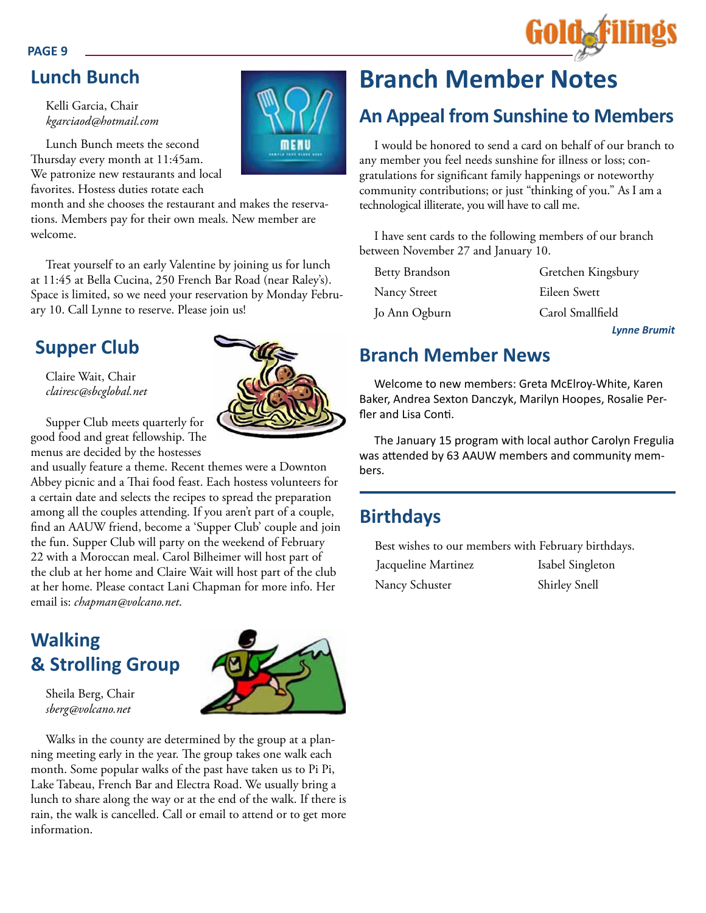## Lunch Bunch

Kelli Garcia, Chair
*kgarciaod@hotmail.com*

Lunch Bunch meets the second Thursday every month at 11:45am. We patronize new restaurants and local favorites. Hostess duties rotate each month and she chooses the restaurant and makes the reservations. Members pay for their own meals. New member are welcome.

Treat yourself to an early Valentine by joining us for lunch at 11:45 at Bella Cucina, 250 French Bar Road (near Raley's). Space is limited, so we need your reservation by Monday February 10. Call Lynne to reserve. Please join us!

## Supper Club

Claire Wait, Chair
*clairesc@sbcglobal.net*

Supper Club meets quarterly for good food and great fellowship. The menus are decided by the hostesses and usually feature a theme. Recent themes were a Downton Abbey picnic and a Thai food feast. Each hostess volunteers for a certain date and selects the recipes to spread the preparation among all the couples attending. If you aren't part of a couple, find an AAUW friend, become a 'Supper Club' couple and join the fun. Supper Club will party on the weekend of February 22 with a Moroccan meal. Carol Bilheimer will host part of the club at her home and Claire Wait will host part of the club at her home. Please contact Lani Chapman for more info. Her email is: *chapman@volcano.net*.

## Walking & Strolling Group

Sheila Berg, Chair
*sberg@volcano.net*

Walks in the county are determined by the group at a planning meeting early in the year. The group takes one walk each month. Some popular walks of the past have taken us to Pi Pi, Lake Tabeau, French Bar and Electra Road. We usually bring a lunch to share along the way or at the end of the walk. If there is rain, the walk is cancelled. Call or email to attend or to get more information.

# Branch Member Notes

## An Appeal from Sunshine to Members

I would be honored to send a card on behalf of our branch to any member you feel needs sunshine for illness or loss; congratulations for significant family happenings or noteworthy community contributions; or just "thinking of you." As I am a technological illiterate, you will have to call me.

I have sent cards to the following members of our branch between November 27 and January 10.

| | |
|---|---|
| Betty Brandson | Gretchen Kingsbury |
| Nancy Street | Eileen Swett |
| Jo Ann Ogburn | Carol Smallfield |

***Lynne Brumit***

## Branch Member News

Welcome to new members: Greta McElroy-White, Karen Baker, Andrea Sexton Danczyk, Marilyn Hoopes, Rosalie Perfler and Lisa Conti.

The January 15 program with local author Carolyn Fregulia was attended by 63 AAUW members and community members.

## Birthdays

Best wishes to our members with February birthdays.

| | |
|---|---|
| Jacqueline Martinez | Isabel Singleton |
| Nancy Schuster | Shirley Snell |